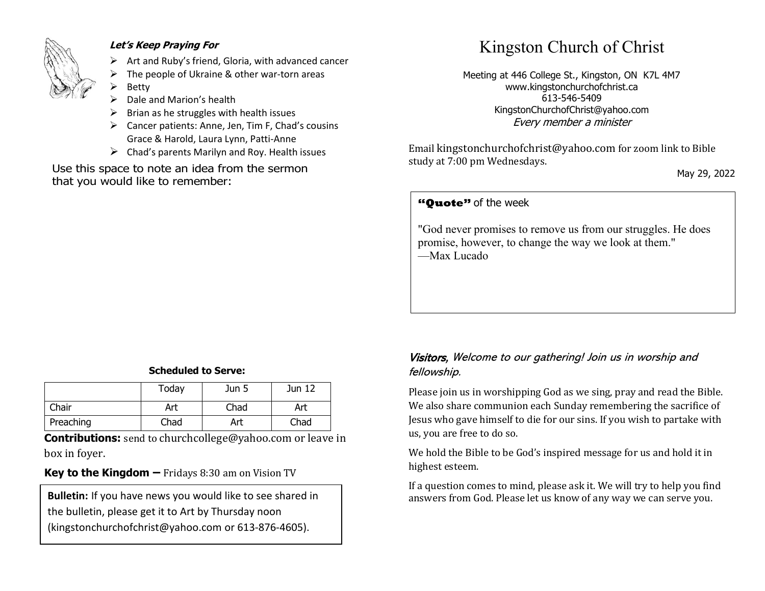***Let's Keep Praying For***

- Art and Ruby's friend, Gloria, with advanced cancer
- The people of Ukraine & other war-torn areas
- Betty
- Dale and Marion's health
- Brian as he struggles with health issues
- Cancer patients: Anne, Jen, Tim F, Chad's cousins Grace & Harold, Laura Lynn, Patti-Anne
- Chad's parents Marilyn and Roy. Health issues

Use this space to note an idea from the sermon that you would like to remember:

**Scheduled to Serve:**

| | Today | Jun 5 | Jun 12 |
|---|---|---|---|
| Chair | Art | Chad | Art |
| Preaching | Chad | Art | Chad |

**Contributions:** send to churchcollege@yahoo.com or leave in box in foyer.

**Key to the Kingdom –** Fridays 8:30 am on Vision TV

**Bulletin:** If you have news you would like to see shared in the bulletin, please get it to Art by Thursday noon (kingstonchurchofchrist@yahoo.com or 613-876-4605).

# Kingston Church of Christ

Meeting at 446 College St., Kingston, ON K7L 4M7
www.kingstonchurchofchrist.ca
613-546-5409
KingstonChurchofChrist@yahoo.com
*Every member a minister*

Email kingstonchurchofchrist@yahoo.com for zoom link to Bible study at 7:00 pm Wednesdays.

May 29, 2022

**"Quote"** of the week

"God never promises to remove us from our struggles. He does promise, however, to change the way we look at them."
—Max Lucado

*Visitors, Welcome to our gathering! Join us in worship and fellowship.*

Please join us in worshipping God as we sing, pray and read the Bible. We also share communion each Sunday remembering the sacrifice of Jesus who gave himself to die for our sins. If you wish to partake with us, you are free to do so.

We hold the Bible to be God's inspired message for us and hold it in highest esteem.

If a question comes to mind, please ask it. We will try to help you find answers from God. Please let us know of any way we can serve you.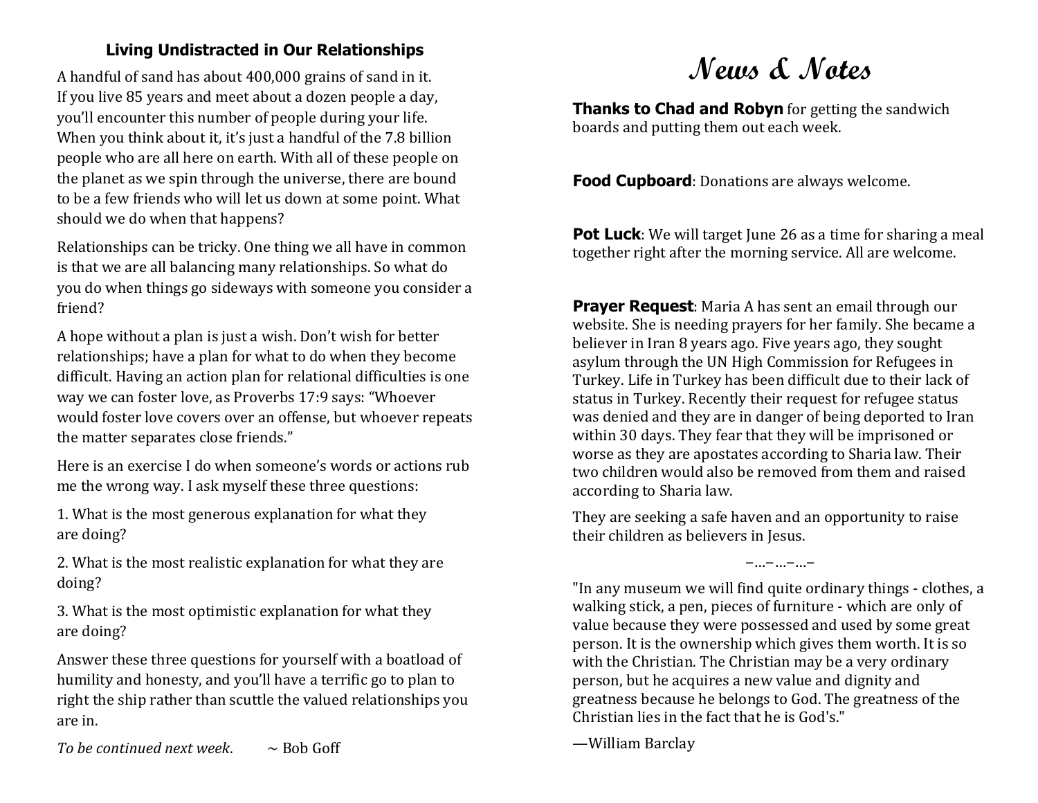### Living Undistracted in Our Relationships

A handful of sand has about 400,000 grains of sand in it. If you live 85 years and meet about a dozen people a day, you'll encounter this number of people during your life. When you think about it, it's just a handful of the 7.8 billion people who are all here on earth. With all of these people on the planet as we spin through the universe, there are bound to be a few friends who will let us down at some point. What should we do when that happens?

Relationships can be tricky. One thing we all have in common is that we are all balancing many relationships. So what do you do when things go sideways with someone you consider a friend?

A hope without a plan is just a wish. Don't wish for better relationships; have a plan for what to do when they become difficult. Having an action plan for relational difficulties is one way we can foster love, as Proverbs 17:9 says: "Whoever would foster love covers over an offense, but whoever repeats the matter separates close friends."

Here is an exercise I do when someone's words or actions rub me the wrong way. I ask myself these three questions:

1. What is the most generous explanation for what they are doing?

2. What is the most realistic explanation for what they are doing?

3. What is the most optimistic explanation for what they are doing?

Answer these three questions for yourself with a boatload of humility and honesty, and you'll have a terrific go to plan to right the ship rather than scuttle the valued relationships you are in.

*To be continued next week*. ~ Bob Goff

# *News & Notes*

**Thanks to Chad and Robyn** for getting the sandwich boards and putting them out each week.

**Food Cupboard**: Donations are always welcome.

**Pot Luck**: We will target June 26 as a time for sharing a meal together right after the morning service. All are welcome.

**Prayer Request**: Maria A has sent an email through our website. She is needing prayers for her family. She became a believer in Iran 8 years ago. Five years ago, they sought asylum through the UN High Commission for Refugees in Turkey. Life in Turkey has been difficult due to their lack of status in Turkey. Recently their request for refugee status was denied and they are in danger of being deported to Iran within 30 days. They fear that they will be imprisoned or worse as they are apostates according to Sharia law. Their two children would also be removed from them and raised according to Sharia law.

They are seeking a safe haven and an opportunity to raise their children as believers in Jesus.

–…–…–…–

"In any museum we will find quite ordinary things - clothes, a walking stick, a pen, pieces of furniture - which are only of value because they were possessed and used by some great person. It is the ownership which gives them worth. It is so with the Christian. The Christian may be a very ordinary person, but he acquires a new value and dignity and greatness because he belongs to God. The greatness of the Christian lies in the fact that he is God's."

—William Barclay